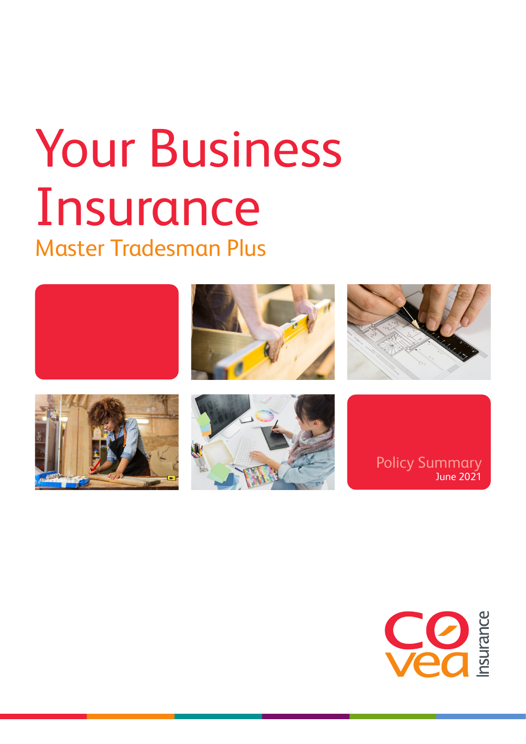# Your Business Insurance

## Master Tradesman Plus

Policy Summary
June 2021

covea Insurance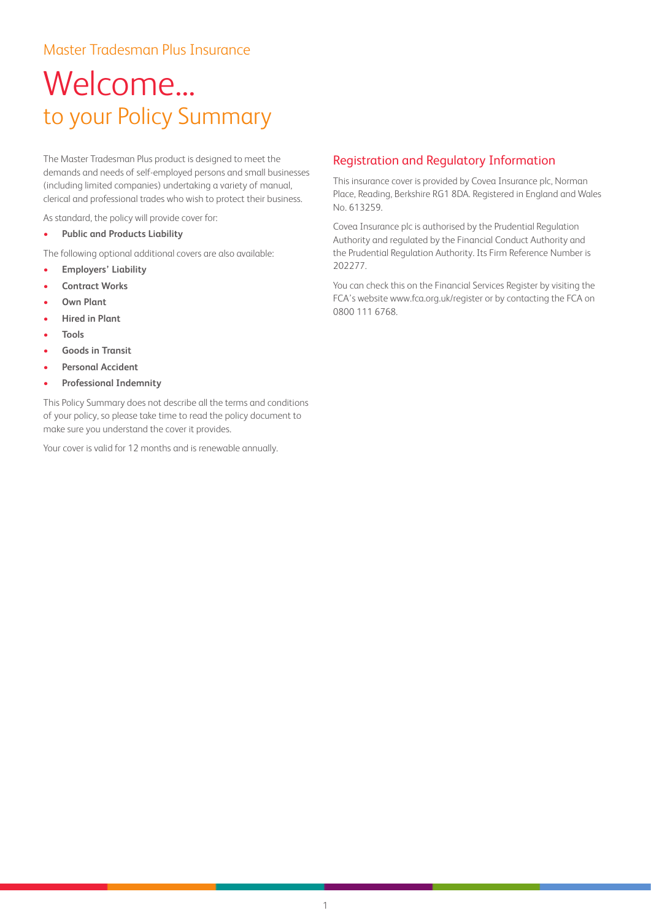Master Tradesman Plus Insurance

# Welcome...

## to your Policy Summary

The Master Tradesman Plus product is designed to meet the demands and needs of self-employed persons and small businesses (including limited companies) undertaking a variety of manual, clerical and professional trades who wish to protect their business.

As standard, the policy will provide cover for:

- **Public and Products Liability**

The following optional additional covers are also available:

- **Employers' Liability**
- **Contract Works**
- **Own Plant**
- **Hired in Plant**
- **Tools**
- **Goods in Transit**
- **Personal Accident**
- **Professional Indemnity**

This Policy Summary does not describe all the terms and conditions of your policy, so please take time to read the policy document to make sure you understand the cover it provides.

Your cover is valid for 12 months and is renewable annually.

## Registration and Regulatory Information

This insurance cover is provided by Covea Insurance plc, Norman Place, Reading, Berkshire RG1 8DA. Registered in England and Wales No. 613259.

Covea Insurance plc is authorised by the Prudential Regulation Authority and regulated by the Financial Conduct Authority and the Prudential Regulation Authority. Its Firm Reference Number is 202277.

You can check this on the Financial Services Register by visiting the FCA's website www.fca.org.uk/register or by contacting the FCA on 0800 111 6768.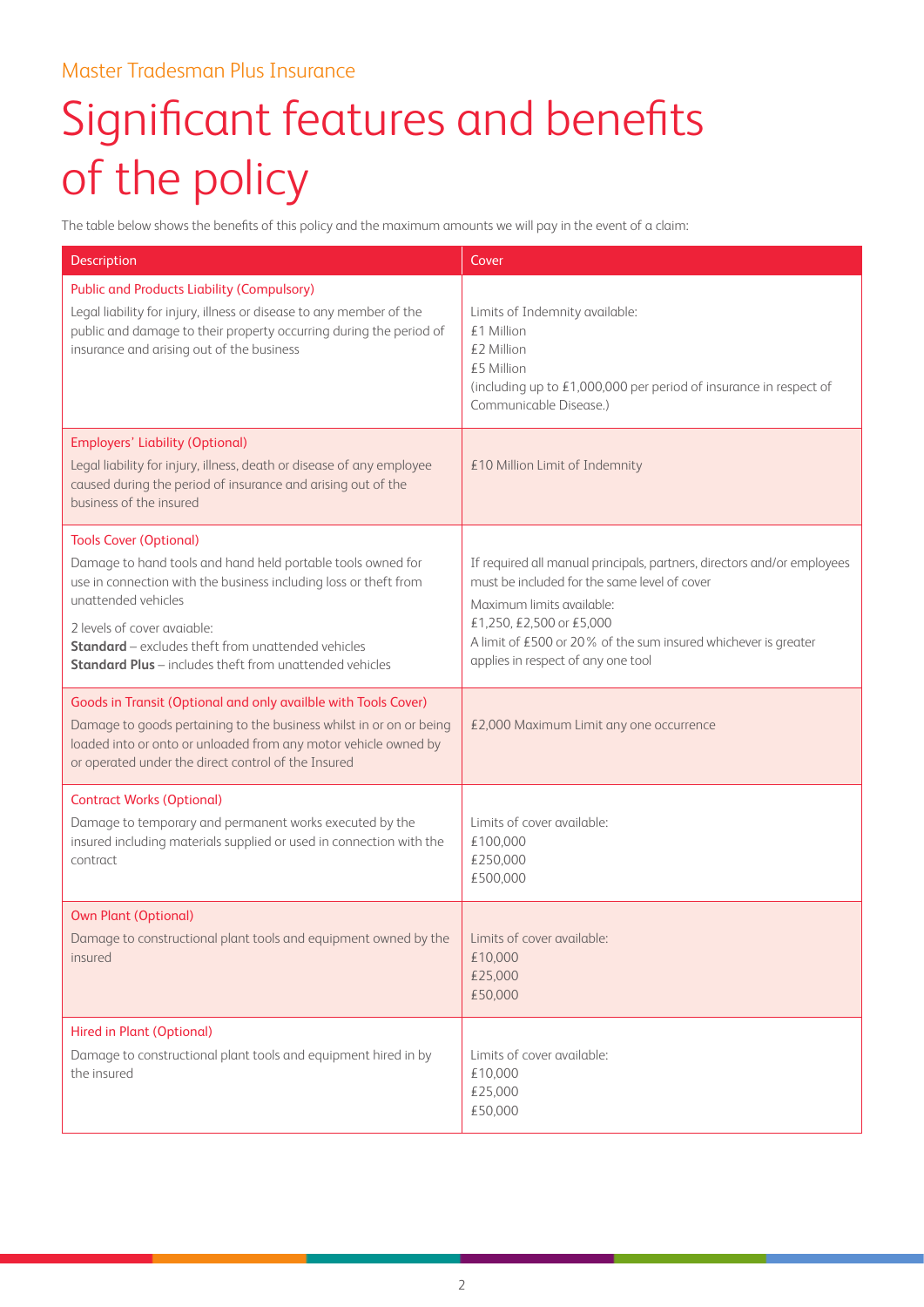Master Tradesman Plus Insurance

# Significant features and benefits of the policy

The table below shows the benefits of this policy and the maximum amounts we will pay in the event of a claim:

| Description | Cover |
| --- | --- |
| **Public and Products Liability (Compulsory)**<br>Legal liability for injury, illness or disease to any member of the public and damage to their property occurring during the period of insurance and arising out of the business | Limits of Indemnity available:<br>£1 Million<br>£2 Million<br>£5 Million<br>(including up to £1,000,000 per period of insurance in respect of Communicable Disease.) |
| **Employers' Liability (Optional)**<br>Legal liability for injury, illness, death or disease of any employee caused during the period of insurance and arising out of the business of the insured | £10 Million Limit of Indemnity |
| **Tools Cover (Optional)**<br>Damage to hand tools and hand held portable tools owned for use in connection with the business including loss or theft from unattended vehicles<br>2 levels of cover avaiable:<br>**Standard** – excludes theft from unattended vehicles<br>**Standard Plus** – includes theft from unattended vehicles | If required all manual principals, partners, directors and/or employees must be included for the same level of cover<br>Maximum limits available:<br>£1,250, £2,500 or £5,000<br>A limit of £500 or 20% of the sum insured whichever is greater applies in respect of any one tool |
| **Goods in Transit (Optional and only availble with Tools Cover)**<br>Damage to goods pertaining to the business whilst in or on or being loaded into or onto or unloaded from any motor vehicle owned by or operated under the direct control of the Insured | £2,000 Maximum Limit any one occurrence |
| **Contract Works (Optional)**<br>Damage to temporary and permanent works executed by the insured including materials supplied or used in connection with the contract | Limits of cover available:<br>£100,000<br>£250,000<br>£500,000 |
| **Own Plant (Optional)**<br>Damage to constructional plant tools and equipment owned by the insured | Limits of cover available:<br>£10,000<br>£25,000<br>£50,000 |
| **Hired in Plant (Optional)**<br>Damage to constructional plant tools and equipment hired in by the insured | Limits of cover available:<br>£10,000<br>£25,000<br>£50,000 |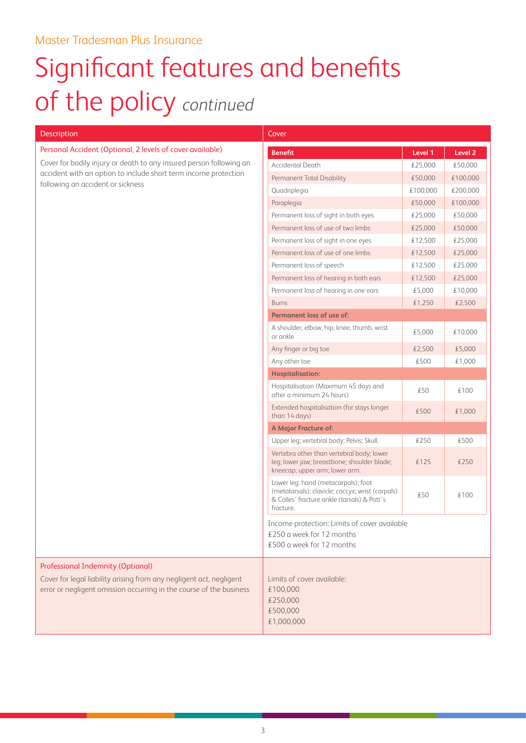Master Tradesman Plus Insurance

# Significant features and benefits of the policy *continued*

| Description | Cover |
|---|---|
| **Personal Accident (Optional, 2 levels of cover available)**<br>Cover for bodily injury or death to any insured person following an accident with an option to include short term income protection following an accident or sickness | See table below.<br>Income protection: Limits of cover available<br>£250 a week for 12 months<br>£500 a week for 12 months |
| **Professional Indemnity (Optional)**<br>Cover for legal liability arising from any negligent act, negligent error or negligent omission occurring in the course of the business | Limits of cover available:<br>£100,000<br>£250,000<br>£500,000<br>£1,000,000 |

| Benefit | Level 1 | Level 2 |
|---|---|---|
| Accidental Death | £25,000 | £50,000 |
| Permanent Total Disability | £50,000 | £100,000 |
| Quadriplegia | £100,000 | £200,000 |
| Paraplegia | £50,000 | £100,000 |
| Permanent loss of sight in both eyes | £25,000 | £50,000 |
| Permanent loss of use of two limbs | £25,000 | £50,000 |
| Permanent loss of sight in one eyes | £12,500 | £25,000 |
| Permanent loss of use of one limbs | £12,500 | £25,000 |
| Permanent loss of speech | £12,500 | £25,000 |
| Permanent loss of hearing in both ears | £12,500 | £25,000 |
| Permanent loss of hearing in one ears | £5,000 | £10,000 |
| Burns | £1,250 | £2,500 |
| **Permanent loss of use of:** | | |
| A shoulder, elbow, hip, knee, thumb, wrist or ankle | £5,000 | £10,000 |
| Any finger or big toe | £2,500 | £5,000 |
| Any other toe | £500 | £1,000 |
| **Hospitalisation:** | | |
| Hospitalisation (Maximum 45 days and after a minimum 24 hours) | £50 | £100 |
| Extended hospitalisation (for stays longer than 14 days) | £500 | £1,000 |
| **A Major Fracture of:** | | |
| Upper leg; vertebral body; Pelvis; Skull. | £250 | £500 |
| Vertebra other than vertebral body; lower leg; lower jaw; breastbone; shoulder blade; kneecap; upper arm; lower arm. | £125 | £250 |
| Lower leg; hand (metacarpals); foot (metatarsals); clavicle; coccyx; wrist (carpals) & Colles' fracture ankle (tarsals) & Pott's fracture. | £50 | £100 |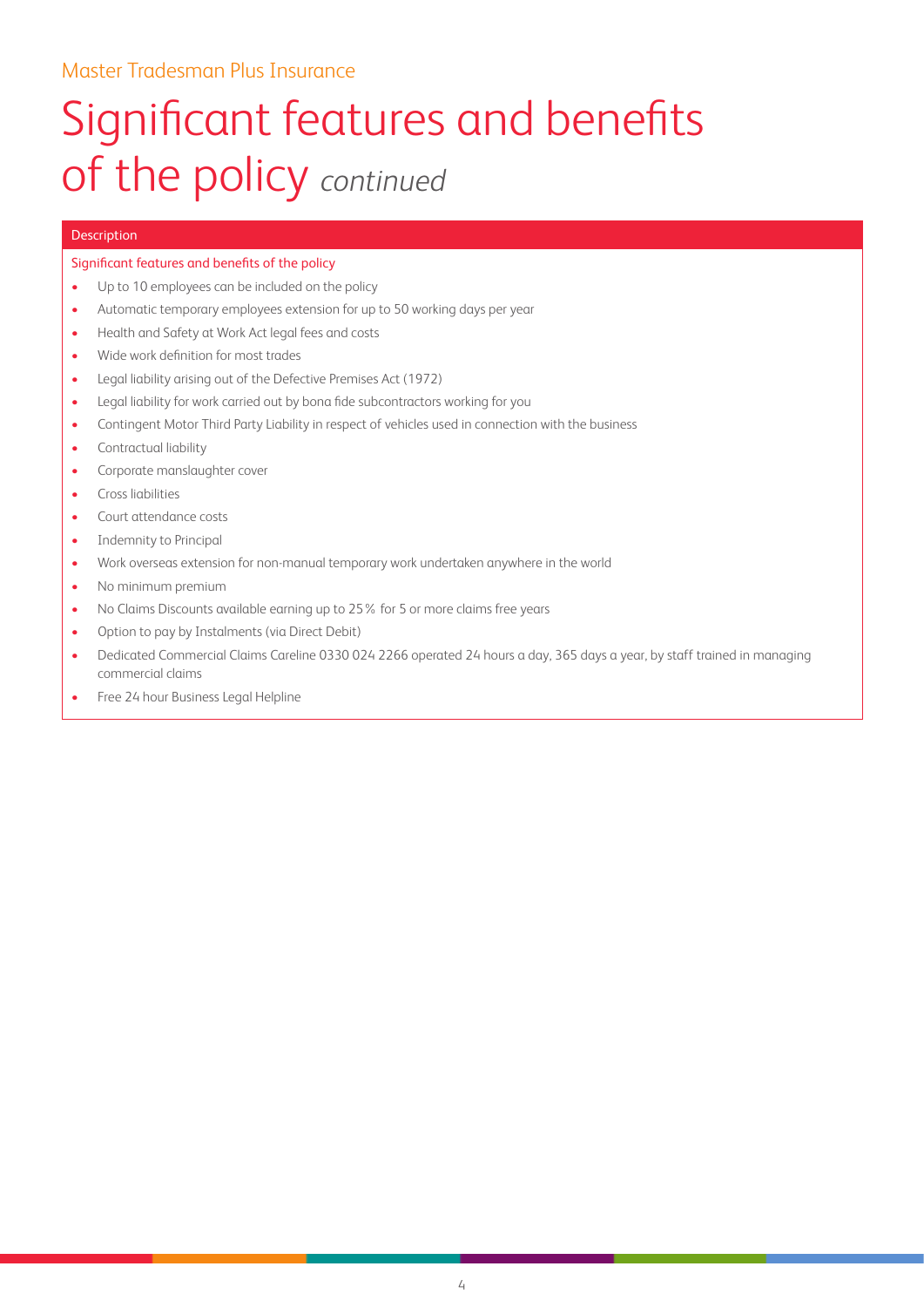Master Tradesman Plus Insurance

# Significant features and benefits of the policy *continued*

| Description |
| --- |

Significant features and benefits of the policy

- Up to 10 employees can be included on the policy
- Automatic temporary employees extension for up to 50 working days per year
- Health and Safety at Work Act legal fees and costs
- Wide work definition for most trades
- Legal liability arising out of the Defective Premises Act (1972)
- Legal liability for work carried out by bona fide subcontractors working for you
- Contingent Motor Third Party Liability in respect of vehicles used in connection with the business
- Contractual liability
- Corporate manslaughter cover
- Cross liabilities
- Court attendance costs
- Indemnity to Principal
- Work overseas extension for non-manual temporary work undertaken anywhere in the world
- No minimum premium
- No Claims Discounts available earning up to 25% for 5 or more claims free years
- Option to pay by Instalments (via Direct Debit)
- Dedicated Commercial Claims Careline 0330 024 2266 operated 24 hours a day, 365 days a year, by staff trained in managing commercial claims
- Free 24 hour Business Legal Helpline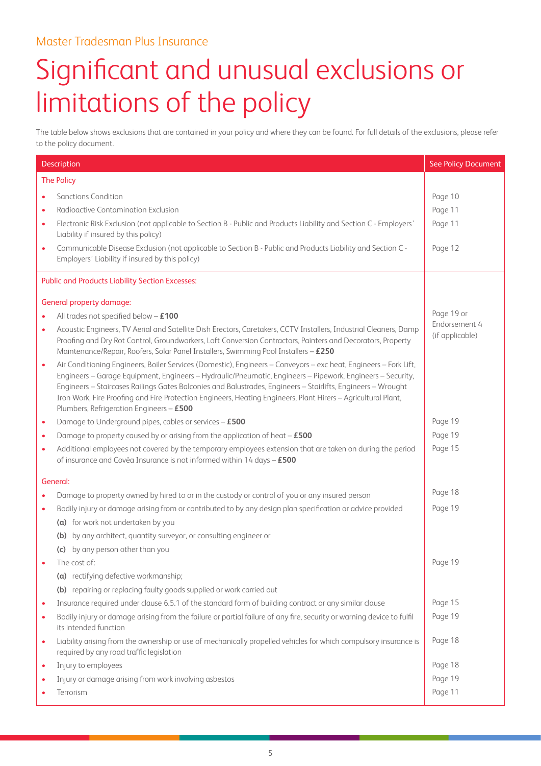Master Tradesman Plus Insurance

# Significant and unusual exclusions or limitations of the policy

The table below shows exclusions that are contained in your policy and where they can be found. For full details of the exclusions, please refer to the policy document.

| Description | See Policy Document |
|---|---|
| **The Policy** | |
| • Sanctions Condition | Page 10 |
| • Radioactive Contamination Exclusion | Page 11 |
| • Electronic Risk Exclusion (not applicable to Section B - Public and Products Liability and Section C - Employers' Liability if insured by this policy) | Page 11 |
| • Communicable Disease Exclusion (not applicable to Section B - Public and Products Liability and Section C - Employers' Liability if insured by this policy) | Page 12 |
| **Public and Products Liability Section Excesses:** | |
| **General property damage:** | |
| • All trades not specified below – **£100** | Page 19 or Endorsement 4 (if applicable) |
| • Acoustic Engineers, TV Aerial and Satellite Dish Erectors, Caretakers, CCTV Installers, Industrial Cleaners, Damp Proofing and Dry Rot Control, Groundworkers, Loft Conversion Contractors, Painters and Decorators, Property Maintenance/Repair, Roofers, Solar Panel Installers, Swimming Pool Installers – **£250** | |
| • Air Conditioning Engineers, Boiler Services (Domestic), Engineers – Conveyors – exc heat, Engineers – Fork Lift, Engineers – Garage Equipment, Engineers – Hydraulic/Pneumatic, Engineers – Pipework, Engineers – Security, Engineers – Staircases Railings Gates Balconies and Balustrades, Engineers – Stairlifts, Engineers – Wrought Iron Work, Fire Proofing and Fire Protection Engineers, Heating Engineers, Plant Hirers – Agricultural Plant, Plumbers, Refrigeration Engineers – **£500** | |
| • Damage to Underground pipes, cables or services – **£500** | Page 19 |
| • Damage to property caused by or arising from the application of heat – **£500** | Page 19 |
| • Additional employees not covered by the temporary employees extension that are taken on during the period of insurance and Covéa Insurance is not informed within 14 days – **£500** | Page 15 |
| **General:** | |
| • Damage to property owned by hired to or in the custody or control of you or any insured person | Page 18 |
| • Bodily injury or damage arising from or contributed to by any design plan specification or advice provided<br>**(a)** for work not undertaken by you<br>**(b)** by any architect, quantity surveyor, or consulting engineer or<br>**(c)** by any person other than you | Page 19 |
| • The cost of:<br>**(a)** rectifying defective workmanship;<br>**(b)** repairing or replacing faulty goods supplied or work carried out | Page 19 |
| • Insurance required under clause 6.5.1 of the standard form of building contract or any similar clause | Page 15 |
| • Bodily injury or damage arising from the failure or partial failure of any fire, security or warning device to fulfil its intended function | Page 19 |
| • Liability arising from the ownership or use of mechanically propelled vehicles for which compulsory insurance is required by any road traffic legislation | Page 18 |
| • Injury to employees | Page 18 |
| • Injury or damage arising from work involving asbestos | Page 19 |
| • Terrorism | Page 11 |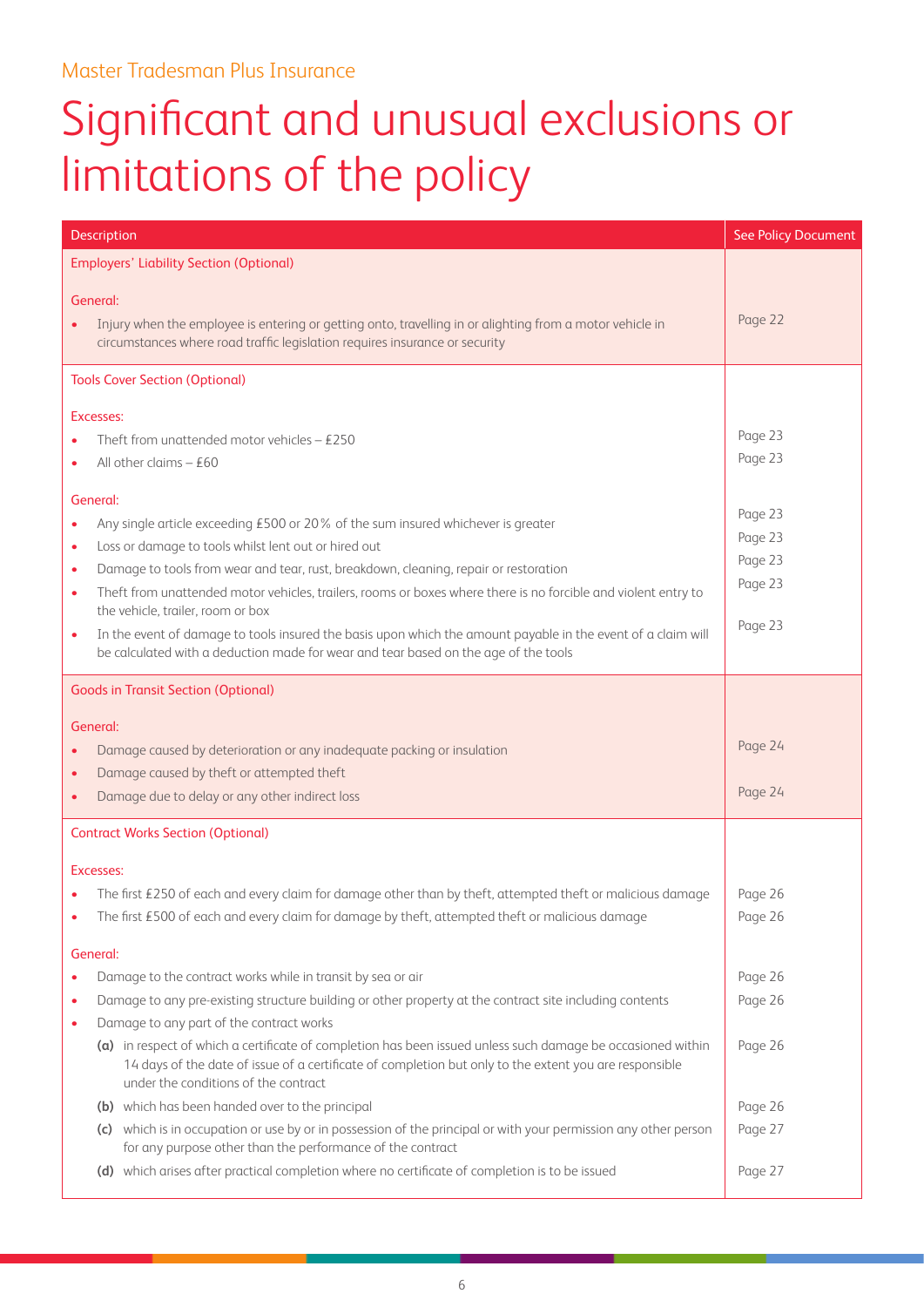Master Tradesman Plus Insurance

# Significant and unusual exclusions or limitations of the policy

| Description | See Policy Document |
|---|---|
| **Employers' Liability Section (Optional)** | |
| General: | |
| • Injury when the employee is entering or getting onto, travelling in or alighting from a motor vehicle in circumstances where road traffic legislation requires insurance or security | Page 22 |
| **Tools Cover Section (Optional)** | |
| Excesses: | |
| • Theft from unattended motor vehicles – £250 | Page 23 |
| • All other claims – £60 | Page 23 |
| General: | |
| • Any single article exceeding £500 or 20% of the sum insured whichever is greater | Page 23 |
| • Loss or damage to tools whilst lent out or hired out | Page 23 |
| • Damage to tools from wear and tear, rust, breakdown, cleaning, repair or restoration | Page 23 |
| • Theft from unattended motor vehicles, trailers, rooms or boxes where there is no forcible and violent entry to the vehicle, trailer, room or box | Page 23 |
| • In the event of damage to tools insured the basis upon which the amount payable in the event of a claim will be calculated with a deduction made for wear and tear based on the age of the tools | Page 23 |
| **Goods in Transit Section (Optional)** | |
| General: | |
| • Damage caused by deterioration or any inadequate packing or insulation | Page 24 |
| • Damage caused by theft or attempted theft | |
| • Damage due to delay or any other indirect loss | Page 24 |
| **Contract Works Section (Optional)** | |
| Excesses: | |
| • The first £250 of each and every claim for damage other than by theft, attempted theft or malicious damage | Page 26 |
| • The first £500 of each and every claim for damage by theft, attempted theft or malicious damage | Page 26 |
| General: | |
| • Damage to the contract works while in transit by sea or air | Page 26 |
| • Damage to any pre-existing structure building or other property at the contract site including contents | Page 26 |
| • Damage to any part of the contract works | |
| (a) in respect of which a certificate of completion has been issued unless such damage be occasioned within 14 days of the date of issue of a certificate of completion but only to the extent you are responsible under the conditions of the contract | Page 26 |
| (b) which has been handed over to the principal | Page 26 |
| (c) which is in occupation or use by or in possession of the principal or with your permission any other person for any purpose other than the performance of the contract | Page 27 |
| (d) which arises after practical completion where no certificate of completion is to be issued | Page 27 |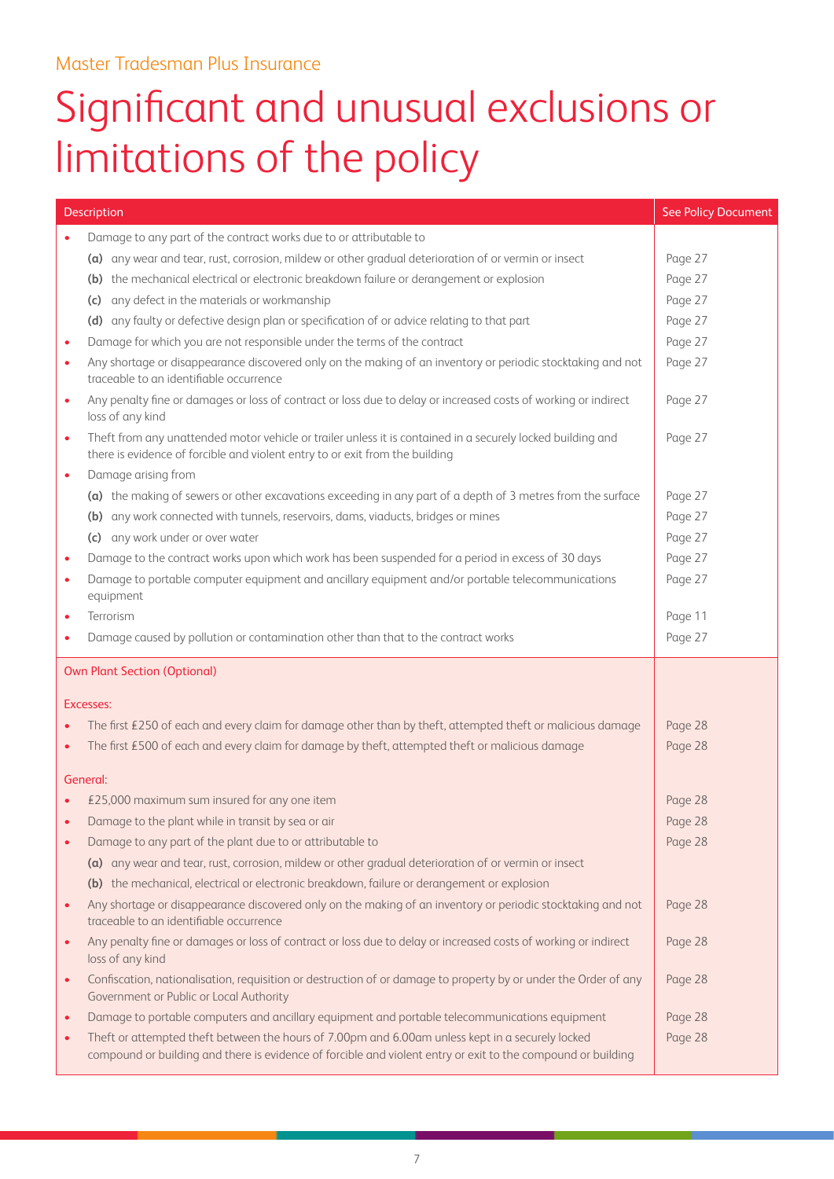Master Tradesman Plus Insurance

# Significant and unusual exclusions or limitations of the policy

| Description | See Policy Document |
|---|---|
| • Damage to any part of the contract works due to or attributable to | |
| **(a)** any wear and tear, rust, corrosion, mildew or other gradual deterioration of or vermin or insect | Page 27 |
| **(b)** the mechanical electrical or electronic breakdown failure or derangement or explosion | Page 27 |
| **(c)** any defect in the materials or workmanship | Page 27 |
| **(d)** any faulty or defective design plan or specification of or advice relating to that part | Page 27 |
| • Damage for which you are not responsible under the terms of the contract | Page 27 |
| • Any shortage or disappearance discovered only on the making of an inventory or periodic stocktaking and not traceable to an identifiable occurrence | Page 27 |
| • Any penalty fine or damages or loss of contract or loss due to delay or increased costs of working or indirect loss of any kind | Page 27 |
| • Theft from any unattended motor vehicle or trailer unless it is contained in a securely locked building and there is evidence of forcible and violent entry to or exit from the building | Page 27 |
| • Damage arising from | |
| **(a)** the making of sewers or other excavations exceeding in any part of a depth of 3 metres from the surface | Page 27 |
| **(b)** any work connected with tunnels, reservoirs, dams, viaducts, bridges or mines | Page 27 |
| **(c)** any work under or over water | Page 27 |
| • Damage to the contract works upon which work has been suspended for a period in excess of 30 days | Page 27 |
| • Damage to portable computer equipment and ancillary equipment and/or portable telecommunications equipment | Page 27 |
| • Terrorism | Page 11 |
| • Damage caused by pollution or contamination other than that to the contract works | Page 27 |
| **Own Plant Section (Optional)** | |
| **Excesses:** | |
| • The first £250 of each and every claim for damage other than by theft, attempted theft or malicious damage | Page 28 |
| • The first £500 of each and every claim for damage by theft, attempted theft or malicious damage | Page 28 |
| **General:** | |
| • £25,000 maximum sum insured for any one item | Page 28 |
| • Damage to the plant while in transit by sea or air | Page 28 |
| • Damage to any part of the plant due to or attributable to | Page 28 |
| **(a)** any wear and tear, rust, corrosion, mildew or other gradual deterioration of or vermin or insect | |
| **(b)** the mechanical, electrical or electronic breakdown, failure or derangement or explosion | |
| • Any shortage or disappearance discovered only on the making of an inventory or periodic stocktaking and not traceable to an identifiable occurrence | Page 28 |
| • Any penalty fine or damages or loss of contract or loss due to delay or increased costs of working or indirect loss of any kind | Page 28 |
| • Confiscation, nationalisation, requisition or destruction of or damage to property by or under the Order of any Government or Public or Local Authority | Page 28 |
| • Damage to portable computers and ancillary equipment and portable telecommunications equipment | Page 28 |
| • Theft or attempted theft between the hours of 7.00pm and 6.00am unless kept in a securely locked compound or building and there is evidence of forcible and violent entry or exit to the compound or building | Page 28 |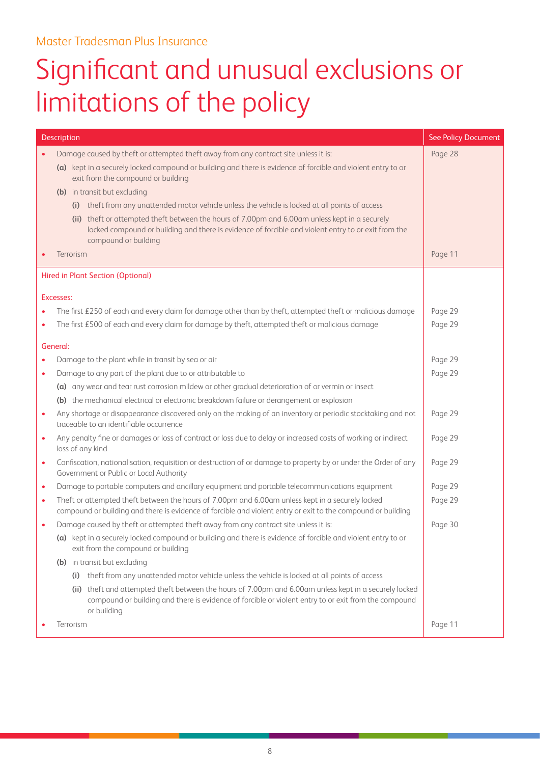Master Tradesman Plus Insurance

# Significant and unusual exclusions or limitations of the policy

| Description | See Policy Document |
|---|---|
| • Damage caused by theft or attempted theft away from any contract site unless it is:<br>**(a)** kept in a securely locked compound or building and there is evidence of forcible and violent entry to or exit from the compound or building<br>**(b)** in transit but excluding<br>**(i)** theft from any unattended motor vehicle unless the vehicle is locked at all points of access<br>**(ii)** theft or attempted theft between the hours of 7.00pm and 6.00am unless kept in a securely locked compound or building and there is evidence of forcible and violent entry to or exit from the compound or building | Page 28 |
| • Terrorism | Page 11 |
| **Hired in Plant Section (Optional)** | |
| **Excesses:** | |
| • The first £250 of each and every claim for damage other than by theft, attempted theft or malicious damage | Page 29 |
| • The first £500 of each and every claim for damage by theft, attempted theft or malicious damage | Page 29 |
| **General:** | |
| • Damage to the plant while in transit by sea or air | Page 29 |
| • Damage to any part of the plant due to or attributable to<br>**(a)** any wear and tear rust corrosion mildew or other gradual deterioration of or vermin or insect<br>**(b)** the mechanical electrical or electronic breakdown failure or derangement or explosion | Page 29 |
| • Any shortage or disappearance discovered only on the making of an inventory or periodic stocktaking and not traceable to an identifiable occurrence | Page 29 |
| • Any penalty fine or damages or loss of contract or loss due to delay or increased costs of working or indirect loss of any kind | Page 29 |
| • Confiscation, nationalisation, requisition or destruction of or damage to property by or under the Order of any Government or Public or Local Authority | Page 29 |
| • Damage to portable computers and ancillary equipment and portable telecommunications equipment | Page 29 |
| • Theft or attempted theft between the hours of 7.00pm and 6.00am unless kept in a securely locked compound or building and there is evidence of forcible and violent entry or exit to the compound or building | Page 29 |
| • Damage caused by theft or attempted theft away from any contract site unless it is:<br>**(a)** kept in a securely locked compound or building and there is evidence of forcible and violent entry to or exit from the compound or building<br>**(b)** in transit but excluding<br>**(i)** theft from any unattended motor vehicle unless the vehicle is locked at all points of access<br>**(ii)** theft and attempted theft between the hours of 7.00pm and 6.00am unless kept in a securely locked compound or building and there is evidence of forcible or violent entry to or exit from the compound or building | Page 30 |
| • Terrorism | Page 11 |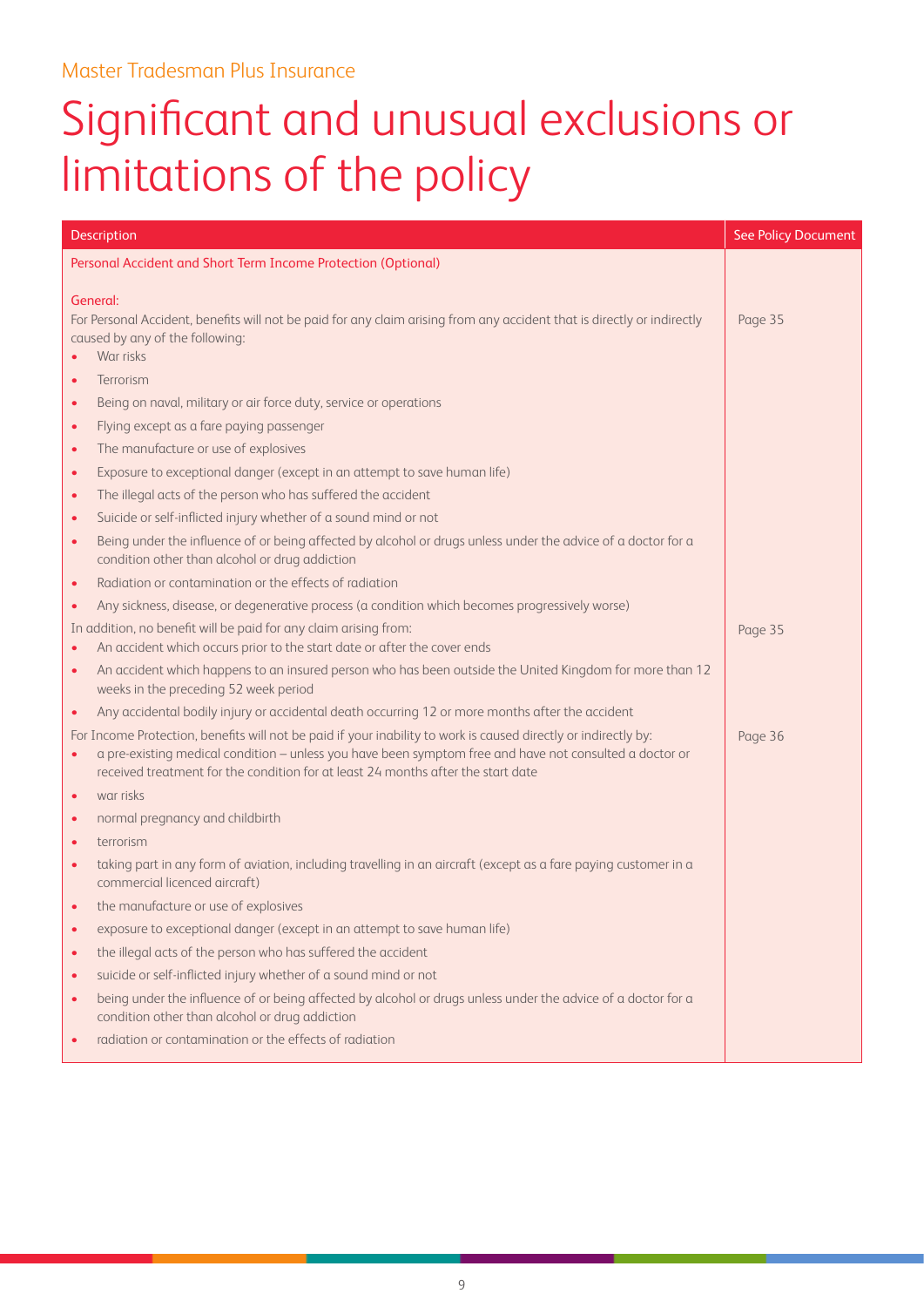Master Tradesman Plus Insurance

# Significant and unusual exclusions or limitations of the policy

| Description | See Policy Document |
|---|---|
| Personal Accident and Short Term Income Protection (Optional) | |
| General:<br>For Personal Accident, benefits will not be paid for any claim arising from any accident that is directly or indirectly caused by any of the following:<br>• War risks<br>• Terrorism<br>• Being on naval, military or air force duty, service or operations<br>• Flying except as a fare paying passenger<br>• The manufacture or use of explosives<br>• Exposure to exceptional danger (except in an attempt to save human life)<br>• The illegal acts of the person who has suffered the accident<br>• Suicide or self-inflicted injury whether of a sound mind or not<br>• Being under the influence of or being affected by alcohol or drugs unless under the advice of a doctor for a condition other than alcohol or drug addiction<br>• Radiation or contamination or the effects of radiation<br>• Any sickness, disease, or degenerative process (a condition which becomes progressively worse) | Page 35 |
| In addition, no benefit will be paid for any claim arising from:<br>• An accident which occurs prior to the start date or after the cover ends<br>• An accident which happens to an insured person who has been outside the United Kingdom for more than 12 weeks in the preceding 52 week period<br>• Any accidental bodily injury or accidental death occurring 12 or more months after the accident | Page 35 |
| For Income Protection, benefits will not be paid if your inability to work is caused directly or indirectly by:<br>• a pre-existing medical condition – unless you have been symptom free and have not consulted a doctor or received treatment for the condition for at least 24 months after the start date<br>• war risks<br>• normal pregnancy and childbirth<br>• terrorism<br>• taking part in any form of aviation, including travelling in an aircraft (except as a fare paying customer in a commercial licenced aircraft)<br>• the manufacture or use of explosives<br>• exposure to exceptional danger (except in an attempt to save human life)<br>• the illegal acts of the person who has suffered the accident<br>• suicide or self-inflicted injury whether of a sound mind or not<br>• being under the influence of or being affected by alcohol or drugs unless under the advice of a doctor for a condition other than alcohol or drug addiction<br>• radiation or contamination or the effects of radiation | Page 36 |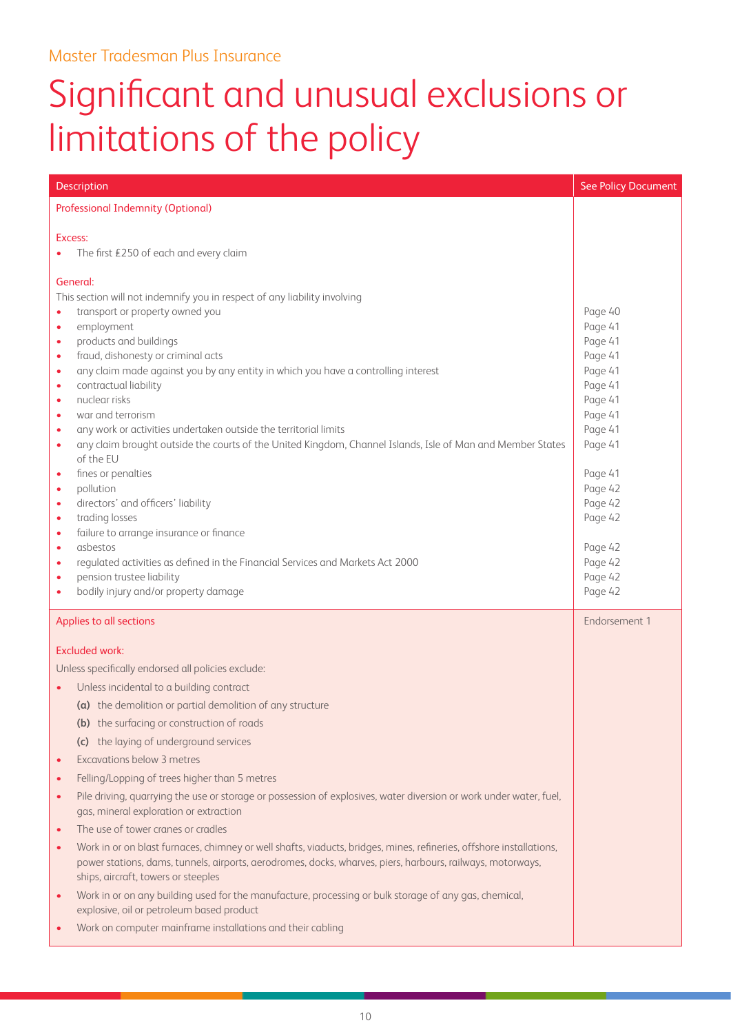Master Tradesman Plus Insurance

# Significant and unusual exclusions or limitations of the policy

| Description | See Policy Document |
|---|---|
| **Professional Indemnity (Optional)** | |
| **Excess:** | |
| • The first £250 of each and every claim | |
| **General:** | |
| This section will not indemnify you in respect of any liability involving | |
| • transport or property owned you | Page 40 |
| • employment | Page 41 |
| • products and buildings | Page 41 |
| • fraud, dishonesty or criminal acts | Page 41 |
| • any claim made against you by any entity in which you have a controlling interest | Page 41 |
| • contractual liability | Page 41 |
| • nuclear risks | Page 41 |
| • war and terrorism | Page 41 |
| • any work or activities undertaken outside the territorial limits | Page 41 |
| • any claim brought outside the courts of the United Kingdom, Channel Islands, Isle of Man and Member States of the EU | Page 41 |
| • fines or penalties | Page 41 |
| • pollution | Page 42 |
| • directors' and officers' liability | Page 42 |
| • trading losses | Page 42 |
| • failure to arrange insurance or finance | |
| • asbestos | Page 42 |
| • regulated activities as defined in the Financial Services and Markets Act 2000 | Page 42 |
| • pension trustee liability | Page 42 |
| • bodily injury and/or property damage | Page 42 |
| **Applies to all sections** | Endorsement 1 |
| **Excluded work:** | |
| Unless specifically endorsed all policies exclude: | |
| • Unless incidental to a building contract | |
| **(a)** the demolition or partial demolition of any structure | |
| **(b)** the surfacing or construction of roads | |
| **(c)** the laying of underground services | |
| • Excavations below 3 metres | |
| • Felling/Lopping of trees higher than 5 metres | |
| • Pile driving, quarrying the use or storage or possession of explosives, water diversion or work under water, fuel, gas, mineral exploration or extraction | |
| • The use of tower cranes or cradles | |
| • Work in or on blast furnaces, chimney or well shafts, viaducts, bridges, mines, refineries, offshore installations, power stations, dams, tunnels, airports, aerodromes, docks, wharves, piers, harbours, railways, motorways, ships, aircraft, towers or steeples | |
| • Work in or on any building used for the manufacture, processing or bulk storage of any gas, chemical, explosive, oil or petroleum based product | |
| • Work on computer mainframe installations and their cabling | |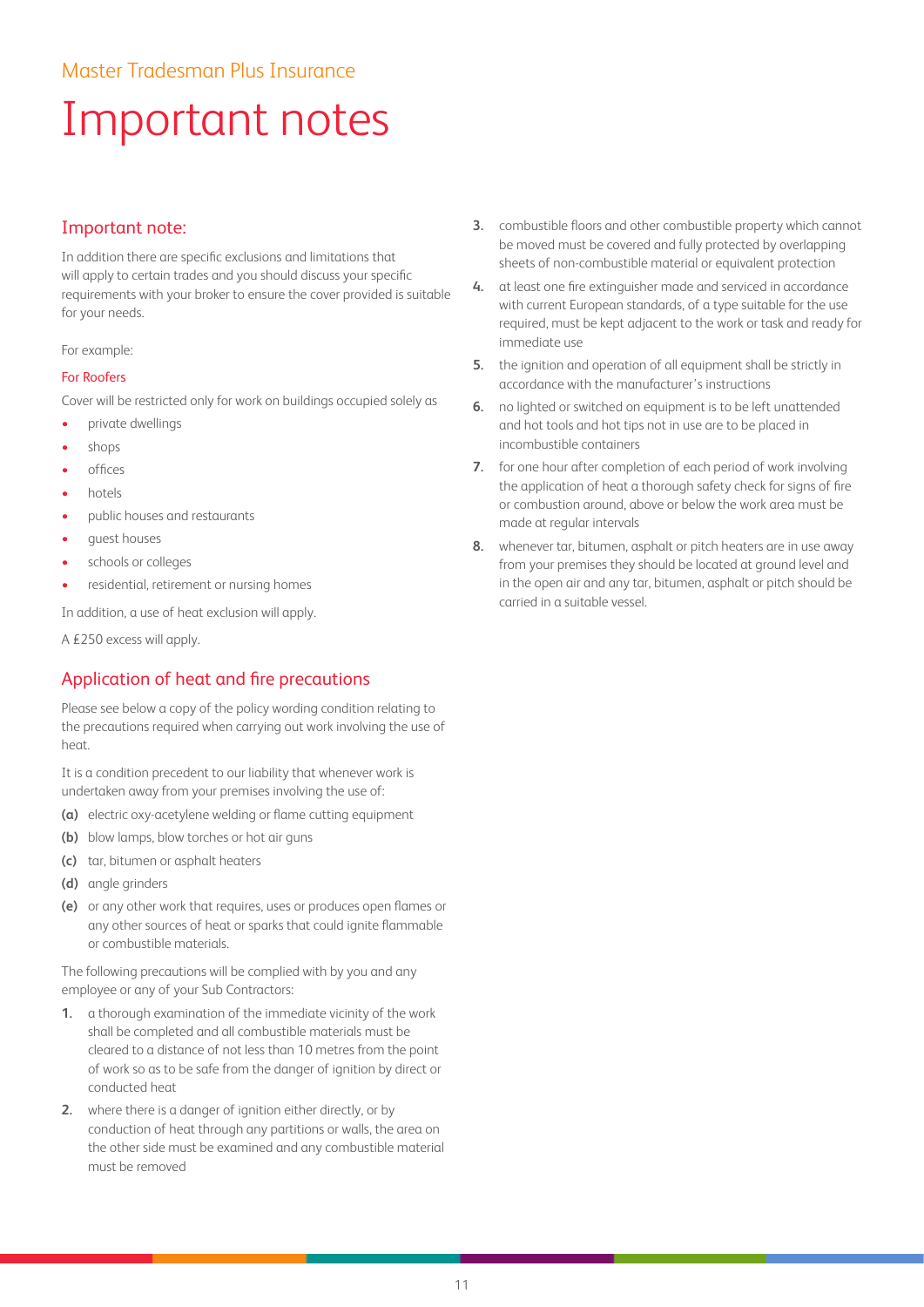Master Tradesman Plus Insurance

# Important notes

## Important note:

In addition there are specific exclusions and limitations that will apply to certain trades and you should discuss your specific requirements with your broker to ensure the cover provided is suitable for your needs.

For example:

### For Roofers

Cover will be restricted only for work on buildings occupied solely as

- private dwellings
- shops
- offices
- hotels
- public houses and restaurants
- guest houses
- schools or colleges
- residential, retirement or nursing homes

In addition, a use of heat exclusion will apply.

A £250 excess will apply.

## Application of heat and fire precautions

Please see below a copy of the policy wording condition relating to the precautions required when carrying out work involving the use of heat.

It is a condition precedent to our liability that whenever work is undertaken away from your premises involving the use of:

**(a)** electric oxy-acetylene welding or flame cutting equipment

**(b)** blow lamps, blow torches or hot air guns

**(c)** tar, bitumen or asphalt heaters

**(d)** angle grinders

**(e)** or any other work that requires, uses or produces open flames or any other sources of heat or sparks that could ignite flammable or combustible materials.

The following precautions will be complied with by you and any employee or any of your Sub Contractors:

1. a thorough examination of the immediate vicinity of the work shall be completed and all combustible materials must be cleared to a distance of not less than 10 metres from the point of work so as to be safe from the danger of ignition by direct or conducted heat
2. where there is a danger of ignition either directly, or by conduction of heat through any partitions or walls, the area on the other side must be examined and any combustible material must be removed
3. combustible floors and other combustible property which cannot be moved must be covered and fully protected by overlapping sheets of non-combustible material or equivalent protection
4. at least one fire extinguisher made and serviced in accordance with current European standards, of a type suitable for the use required, must be kept adjacent to the work or task and ready for immediate use
5. the ignition and operation of all equipment shall be strictly in accordance with the manufacturer's instructions
6. no lighted or switched on equipment is to be left unattended and hot tools and hot tips not in use are to be placed in incombustible containers
7. for one hour after completion of each period of work involving the application of heat a thorough safety check for signs of fire or combustion around, above or below the work area must be made at regular intervals
8. whenever tar, bitumen, asphalt or pitch heaters are in use away from your premises they should be located at ground level and in the open air and any tar, bitumen, asphalt or pitch should be carried in a suitable vessel.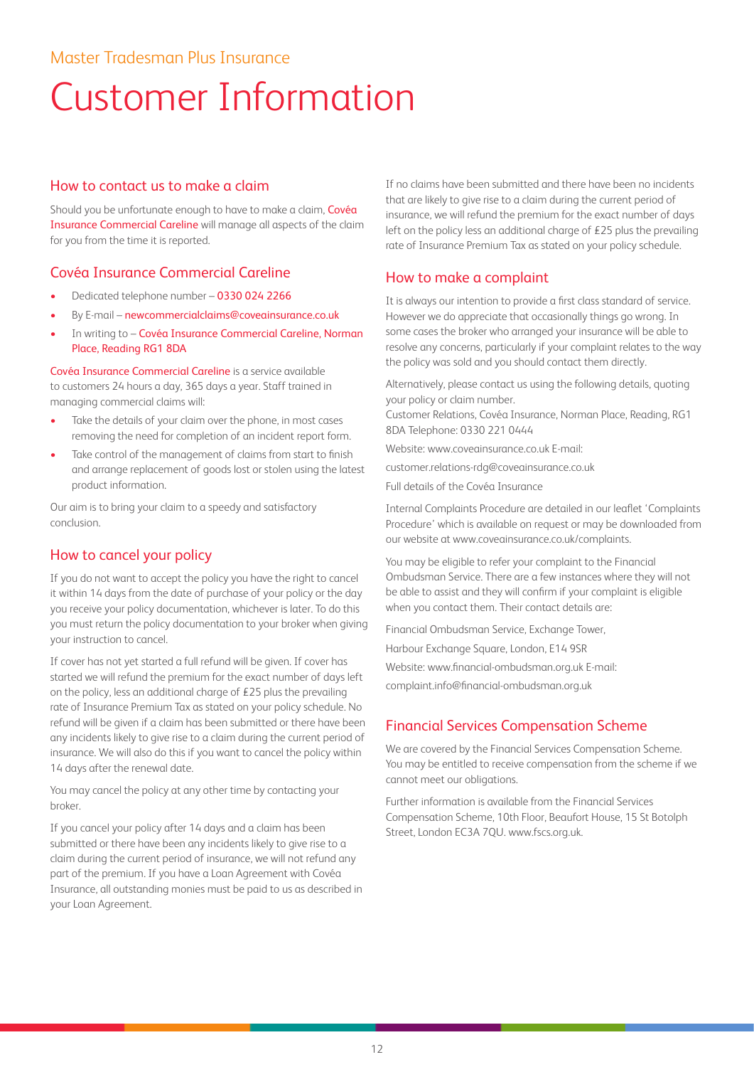Master Tradesman Plus Insurance

# Customer Information

## How to contact us to make a claim

Should you be unfortunate enough to have to make a claim, Covéa Insurance Commercial Careline will manage all aspects of the claim for you from the time it is reported.

## Covéa Insurance Commercial Careline

- Dedicated telephone number – 0330 024 2266
- By E-mail – newcommercialclaims@coveainsurance.co.uk
- In writing to – Covéa Insurance Commercial Careline, Norman Place, Reading RG1 8DA

Covéa Insurance Commercial Careline is a service available to customers 24 hours a day, 365 days a year. Staff trained in managing commercial claims will:

- Take the details of your claim over the phone, in most cases removing the need for completion of an incident report form.
- Take control of the management of claims from start to finish and arrange replacement of goods lost or stolen using the latest product information.

Our aim is to bring your claim to a speedy and satisfactory conclusion.

## How to cancel your policy

If you do not want to accept the policy you have the right to cancel it within 14 days from the date of purchase of your policy or the day you receive your policy documentation, whichever is later. To do this you must return the policy documentation to your broker when giving your instruction to cancel.

If cover has not yet started a full refund will be given. If cover has started we will refund the premium for the exact number of days left on the policy, less an additional charge of £25 plus the prevailing rate of Insurance Premium Tax as stated on your policy schedule. No refund will be given if a claim has been submitted or there have been any incidents likely to give rise to a claim during the current period of insurance. We will also do this if you want to cancel the policy within 14 days after the renewal date.

You may cancel the policy at any other time by contacting your broker.

If you cancel your policy after 14 days and a claim has been submitted or there have been any incidents likely to give rise to a claim during the current period of insurance, we will not refund any part of the premium. If you have a Loan Agreement with Covéa Insurance, all outstanding monies must be paid to us as described in your Loan Agreement.

If no claims have been submitted and there have been no incidents that are likely to give rise to a claim during the current period of insurance, we will refund the premium for the exact number of days left on the policy less an additional charge of £25 plus the prevailing rate of Insurance Premium Tax as stated on your policy schedule.

## How to make a complaint

It is always our intention to provide a first class standard of service. However we do appreciate that occasionally things go wrong. In some cases the broker who arranged your insurance will be able to resolve any concerns, particularly if your complaint relates to the way the policy was sold and you should contact them directly.

Alternatively, please contact us using the following details, quoting your policy or claim number.
Customer Relations, Covéa Insurance, Norman Place, Reading, RG1 8DA Telephone: 0330 221 0444

Website: www.coveainsurance.co.uk E-mail:

customer.relations-rdg@coveainsurance.co.uk

Full details of the Covéa Insurance

Internal Complaints Procedure are detailed in our leaflet 'Complaints Procedure' which is available on request or may be downloaded from our website at www.coveainsurance.co.uk/complaints.

You may be eligible to refer your complaint to the Financial Ombudsman Service. There are a few instances where they will not be able to assist and they will confirm if your complaint is eligible when you contact them. Their contact details are:

Financial Ombudsman Service, Exchange Tower,

Harbour Exchange Square, London, E14 9SR

Website: www.financial-ombudsman.org.uk E-mail:

complaint.info@financial-ombudsman.org.uk

## Financial Services Compensation Scheme

We are covered by the Financial Services Compensation Scheme. You may be entitled to receive compensation from the scheme if we cannot meet our obligations.

Further information is available from the Financial Services Compensation Scheme, 10th Floor, Beaufort House, 15 St Botolph Street, London EC3A 7QU. www.fscs.org.uk.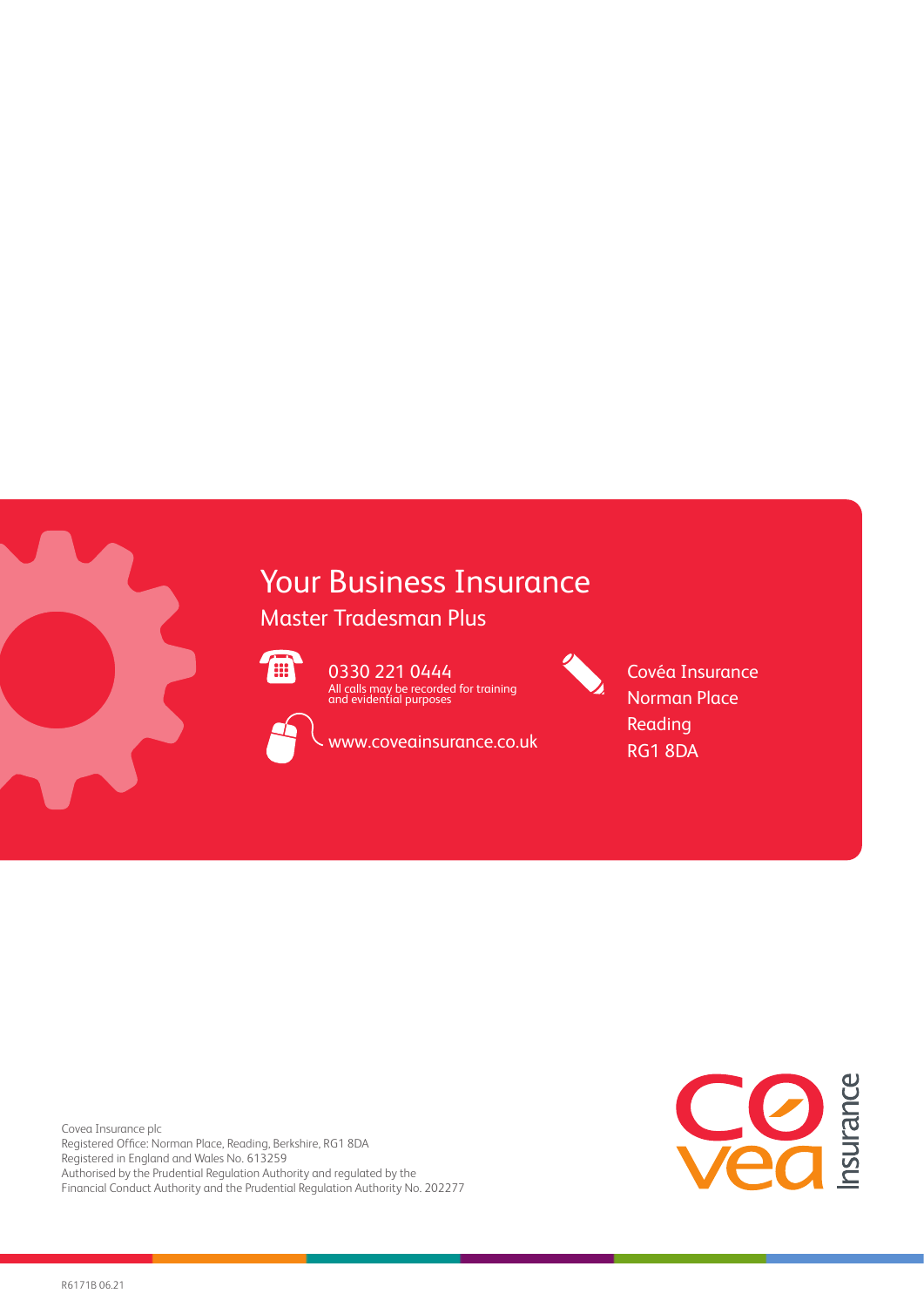# Your Business Insurance

## Master Tradesman Plus

0330 221 0444
All calls may be recorded for training and evidential purposes

www.coveainsurance.co.uk

Covéa Insurance
Norman Place
Reading
RG1 8DA

Covea Insurance plc
Registered Office: Norman Place, Reading, Berkshire, RG1 8DA
Registered in England and Wales No. 613259
Authorised by the Prudential Regulation Authority and regulated by the Financial Conduct Authority and the Prudential Regulation Authority No. 202277

R6171B 06.21